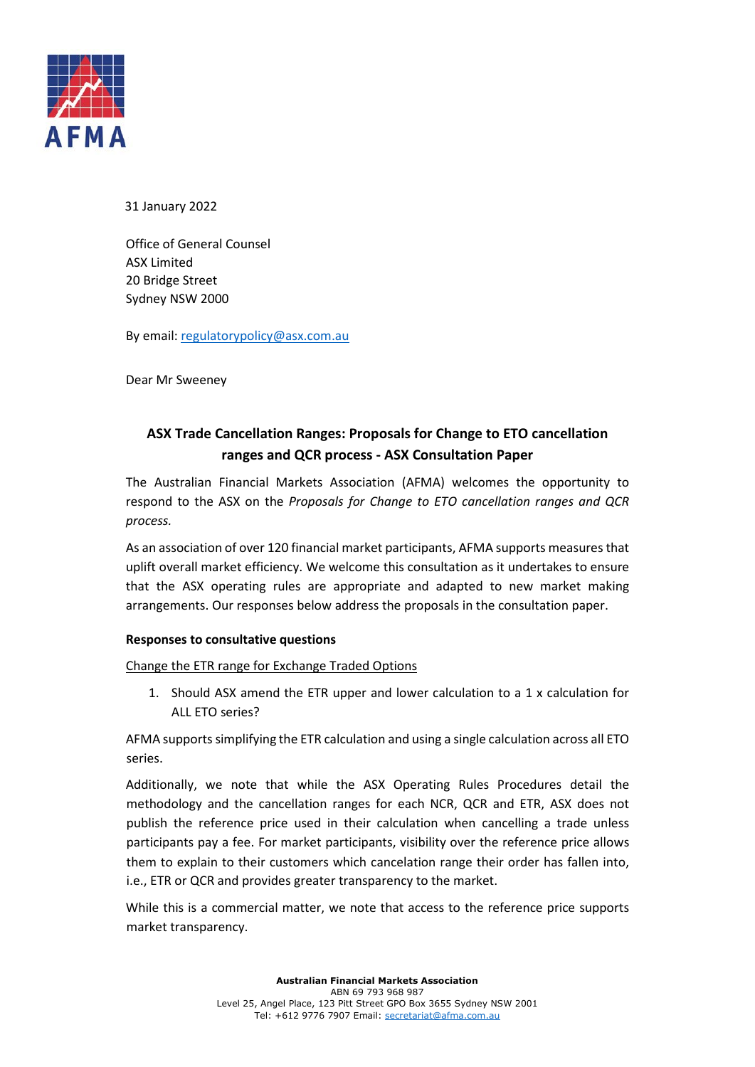31 January 2022

Office of General Counsel
ASX Limited
20 Bridge Street
Sydney NSW 2000

By email: regulatorypolicy@asx.com.au

Dear Mr Sweeney

## ASX Trade Cancellation Ranges: Proposals for Change to ETO cancellation ranges and QCR process - ASX Consultation Paper

The Australian Financial Markets Association (AFMA) welcomes the opportunity to respond to the ASX on the *Proposals for Change to ETO cancellation ranges and QCR process.*

As an association of over 120 financial market participants, AFMA supports measures that uplift overall market efficiency. We welcome this consultation as it undertakes to ensure that the ASX operating rules are appropriate and adapted to new market making arrangements. Our responses below address the proposals in the consultation paper.

**Responses to consultative questions**

Change the ETR range for Exchange Traded Options

1. Should ASX amend the ETR upper and lower calculation to a 1 x calculation for ALL ETO series?

AFMA supports simplifying the ETR calculation and using a single calculation across all ETO series.

Additionally, we note that while the ASX Operating Rules Procedures detail the methodology and the cancellation ranges for each NCR, QCR and ETR, ASX does not publish the reference price used in their calculation when cancelling a trade unless participants pay a fee. For market participants, visibility over the reference price allows them to explain to their customers which cancelation range their order has fallen into, i.e., ETR or QCR and provides greater transparency to the market.

While this is a commercial matter, we note that access to the reference price supports market transparency.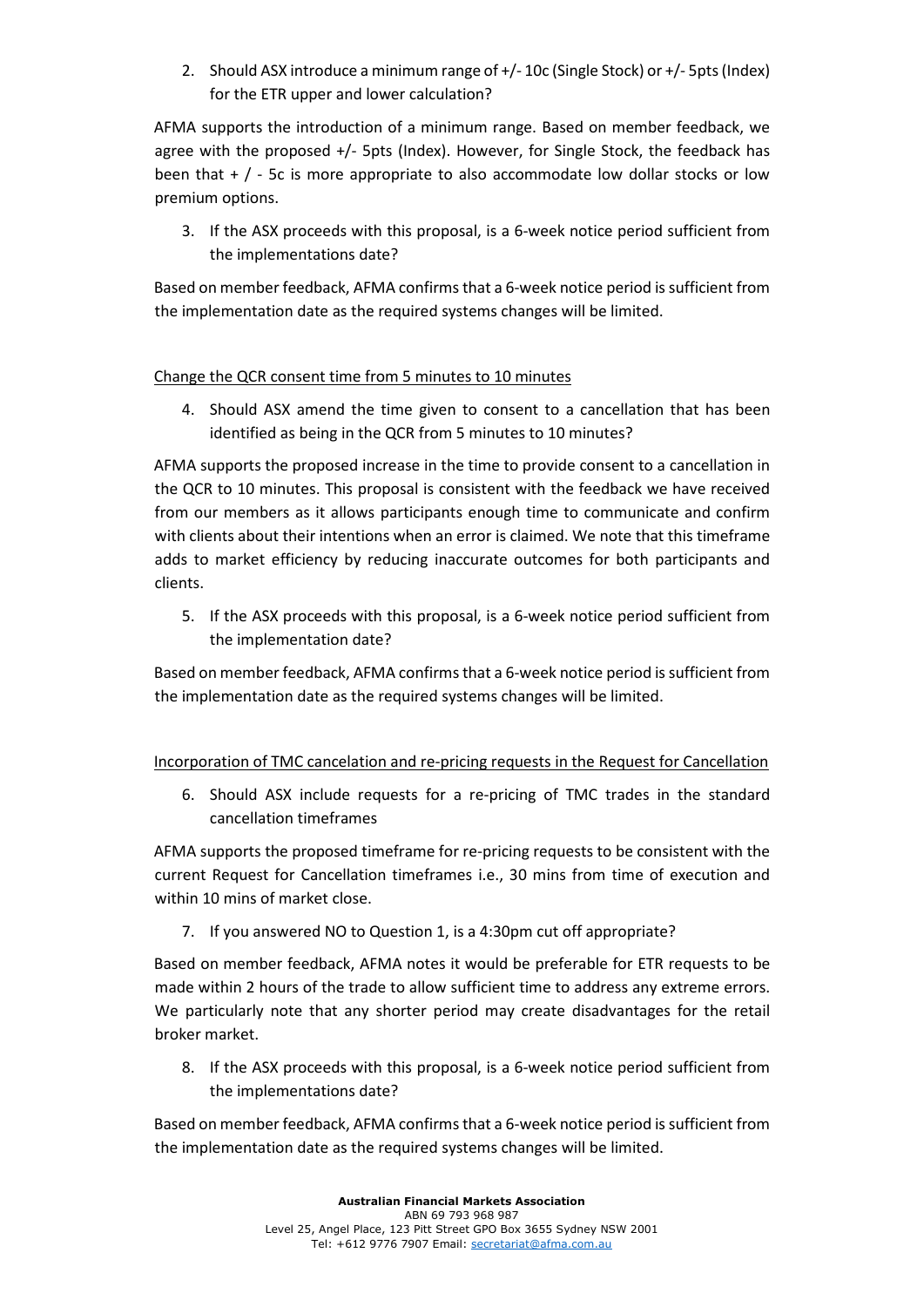2. Should ASX introduce a minimum range of +/- 10c (Single Stock) or +/- 5pts (Index) for the ETR upper and lower calculation?

AFMA supports the introduction of a minimum range. Based on member feedback, we agree with the proposed +/- 5pts (Index). However, for Single Stock, the feedback has been that + / - 5c is more appropriate to also accommodate low dollar stocks or low premium options.

3. If the ASX proceeds with this proposal, is a 6-week notice period sufficient from the implementations date?

Based on member feedback, AFMA confirms that a 6-week notice period is sufficient from the implementation date as the required systems changes will be limited.

<u>Change the QCR consent time from 5 minutes to 10 minutes</u>

4. Should ASX amend the time given to consent to a cancellation that has been identified as being in the QCR from 5 minutes to 10 minutes?

AFMA supports the proposed increase in the time to provide consent to a cancellation in the QCR to 10 minutes. This proposal is consistent with the feedback we have received from our members as it allows participants enough time to communicate and confirm with clients about their intentions when an error is claimed. We note that this timeframe adds to market efficiency by reducing inaccurate outcomes for both participants and clients.

5. If the ASX proceeds with this proposal, is a 6-week notice period sufficient from the implementation date?

Based on member feedback, AFMA confirms that a 6-week notice period is sufficient from the implementation date as the required systems changes will be limited.

<u>Incorporation of TMC cancelation and re-pricing requests in the Request for Cancellation</u>

6. Should ASX include requests for a re-pricing of TMC trades in the standard cancellation timeframes

AFMA supports the proposed timeframe for re-pricing requests to be consistent with the current Request for Cancellation timeframes i.e., 30 mins from time of execution and within 10 mins of market close.

7. If you answered NO to Question 1, is a 4:30pm cut off appropriate?

Based on member feedback, AFMA notes it would be preferable for ETR requests to be made within 2 hours of the trade to allow sufficient time to address any extreme errors. We particularly note that any shorter period may create disadvantages for the retail broker market.

8. If the ASX proceeds with this proposal, is a 6-week notice period sufficient from the implementations date?

Based on member feedback, AFMA confirms that a 6-week notice period is sufficient from the implementation date as the required systems changes will be limited.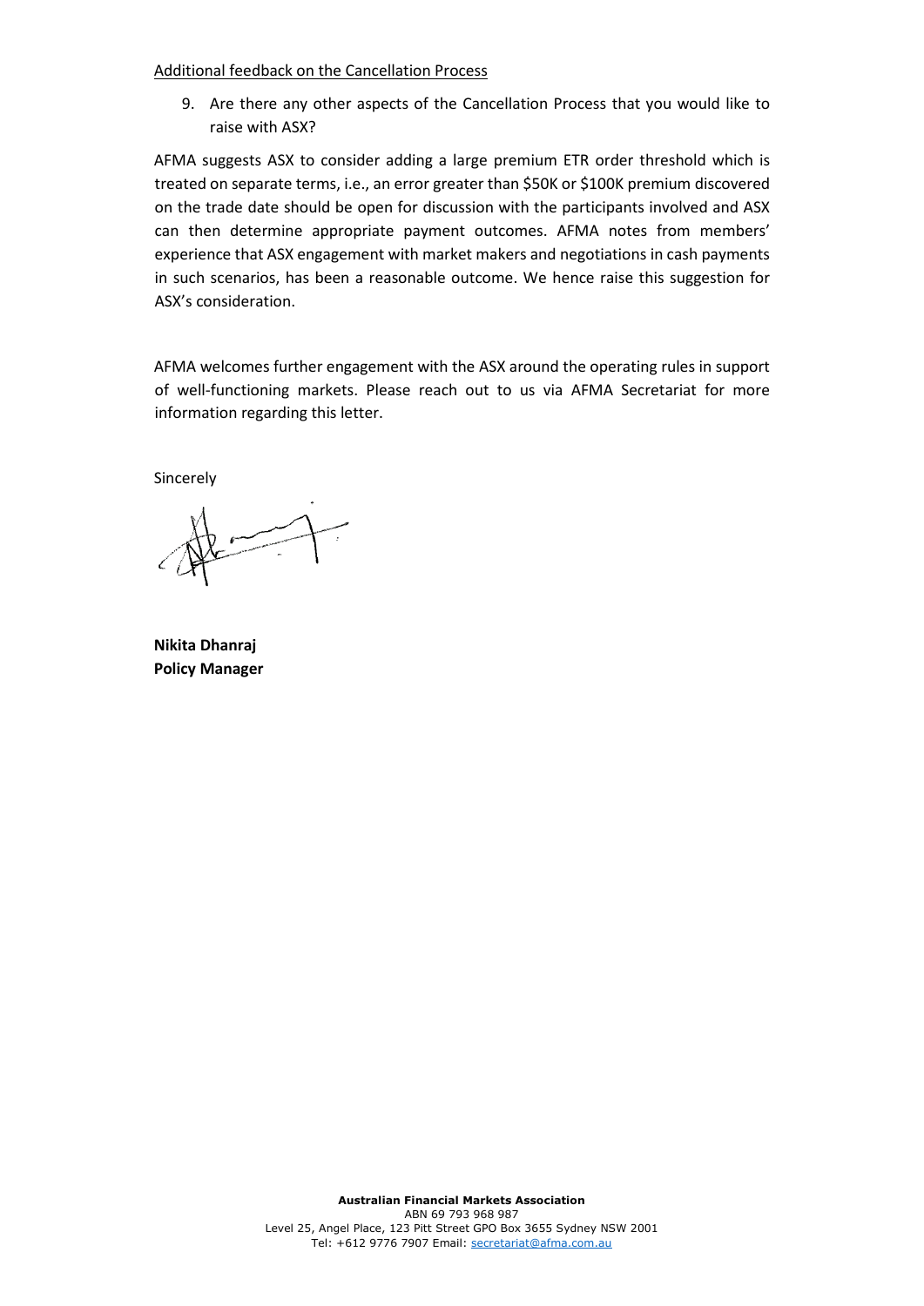Additional feedback on the Cancellation Process

9. Are there any other aspects of the Cancellation Process that you would like to raise with ASX?

AFMA suggests ASX to consider adding a large premium ETR order threshold which is treated on separate terms, i.e., an error greater than $50K or $100K premium discovered on the trade date should be open for discussion with the participants involved and ASX can then determine appropriate payment outcomes. AFMA notes from members' experience that ASX engagement with market makers and negotiations in cash payments in such scenarios, has been a reasonable outcome. We hence raise this suggestion for ASX's consideration.

AFMA welcomes further engagement with the ASX around the operating rules in support of well-functioning markets. Please reach out to us via AFMA Secretariat for more information regarding this letter.

Sincerely

**Nikita Dhanraj**
**Policy Manager**

**Australian Financial Markets Association**
ABN 69 793 968 987
Level 25, Angel Place, 123 Pitt Street GPO Box 3655 Sydney NSW 2001
Tel: +612 9776 7907 Email: secretariat@afma.com.au